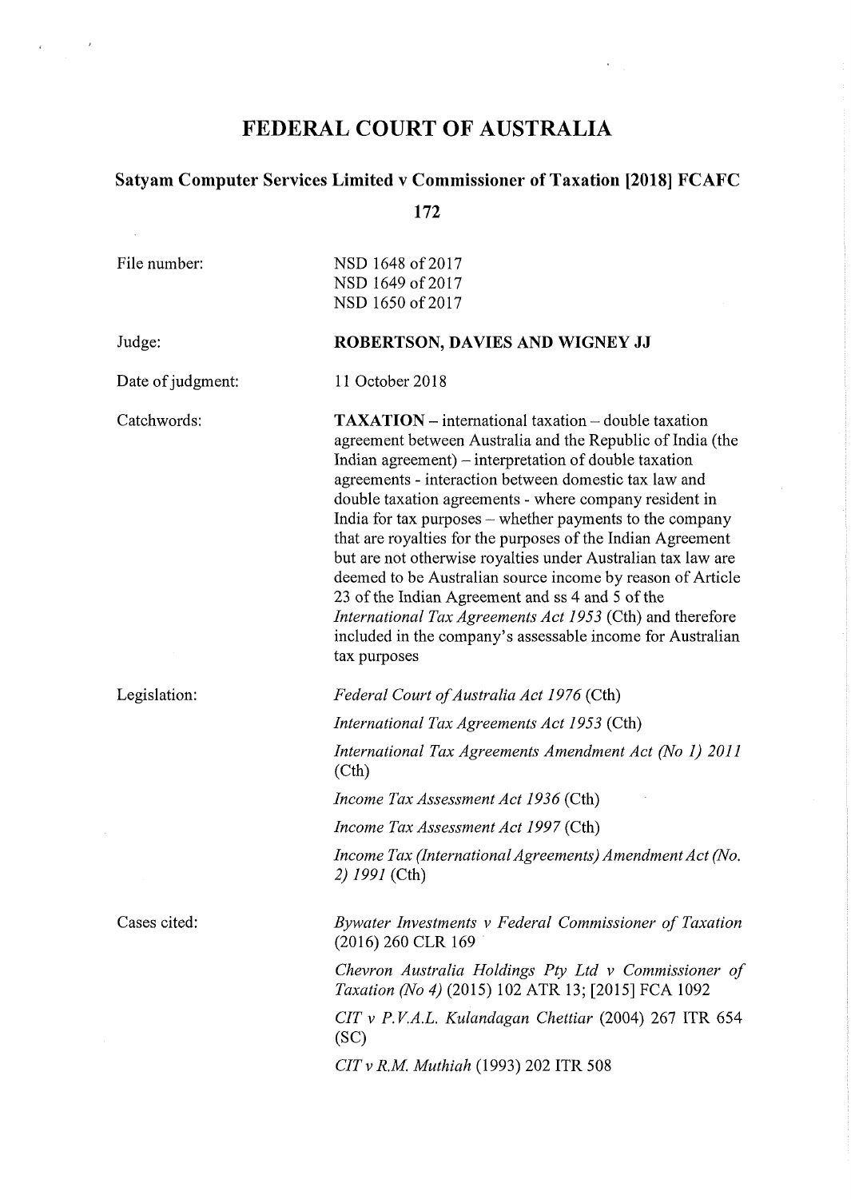# FEDERAL COURT OF AUSTRALIA

## Satyam Computer Services Limited v Commissioner of Taxation [2018] FCAFC 172

| | |
|---|---|
| File number: | NSD 1648 of 2017<br>NSD 1649 of 2017<br>NSD 1650 of 2017 |
| Judge: | **ROBERTSON, DAVIES AND WIGNEY JJ** |
| Date of judgment: | 11 October 2018 |
| Catchwords: | **TAXATION** – international taxation – double taxation agreement between Australia and the Republic of India (the Indian agreement) – interpretation of double taxation agreements - interaction between domestic tax law and double taxation agreements - where company resident in India for tax purposes – whether payments to the company that are royalties for the purposes of the Indian Agreement but are not otherwise royalties under Australian tax law are deemed to be Australian source income by reason of Article 23 of the Indian Agreement and ss 4 and 5 of the *International Tax Agreements Act 1953* (Cth) and therefore included in the company's assessable income for Australian tax purposes |
| Legislation: | *Federal Court of Australia Act 1976* (Cth)<br>*International Tax Agreements Act 1953* (Cth)<br>*International Tax Agreements Amendment Act (No 1) 2011* (Cth)<br>*Income Tax Assessment Act 1936* (Cth)<br>*Income Tax Assessment Act 1997* (Cth)<br>*Income Tax (International Agreements) Amendment Act (No. 2) 1991* (Cth) |
| Cases cited: | *Bywater Investments v Federal Commissioner of Taxation* (2016) 260 CLR 169<br>*Chevron Australia Holdings Pty Ltd v Commissioner of Taxation (No 4)* (2015) 102 ATR 13; [2015] FCA 1092<br>*CIT v P.V.A.L. Kulandagan Chettiar* (2004) 267 ITR 654 (SC)<br>*CIT v R.M. Muthiah* (1993) 202 ITR 508 |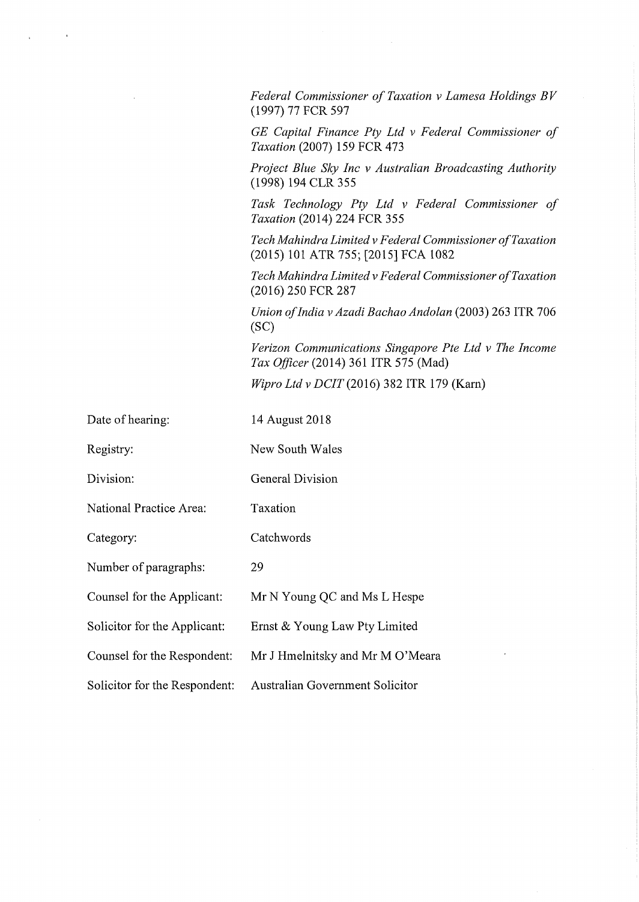*Federal Commissioner of Taxation v Lamesa Holdings BV* (1997) 77 FCR 597

*GE Capital Finance Pty Ltd v Federal Commissioner of Taxation* (2007) 159 FCR 473

*Project Blue Sky Inc v Australian Broadcasting Authority* (1998) 194 CLR 355

*Task Technology Pty Ltd v Federal Commissioner of Taxation* (2014) 224 FCR 355

*Tech Mahindra Limited v Federal Commissioner of Taxation* (2015) 101 ATR 755; [2015] FCA 1082

*Tech Mahindra Limited v Federal Commissioner of Taxation* (2016) 250 FCR 287

*Union of India v Azadi Bachao Andolan* (2003) 263 ITR 706 (SC)

*Verizon Communications Singapore Pte Ltd v The Income Tax Officer* (2014) 361 ITR 575 (Mad)

*Wipro Ltd v DCIT* (2016) 382 ITR 179 (Karn)

| | |
|---|---|
| Date of hearing: | 14 August 2018 |
| Registry: | New South Wales |
| Division: | General Division |
| National Practice Area: | Taxation |
| Category: | Catchwords |
| Number of paragraphs: | 29 |
| Counsel for the Applicant: | Mr N Young QC and Ms L Hespe |
| Solicitor for the Applicant: | Ernst & Young Law Pty Limited |
| Counsel for the Respondent: | Mr J Hmelnitsky and Mr M O'Meara |
| Solicitor for the Respondent: | Australian Government Solicitor |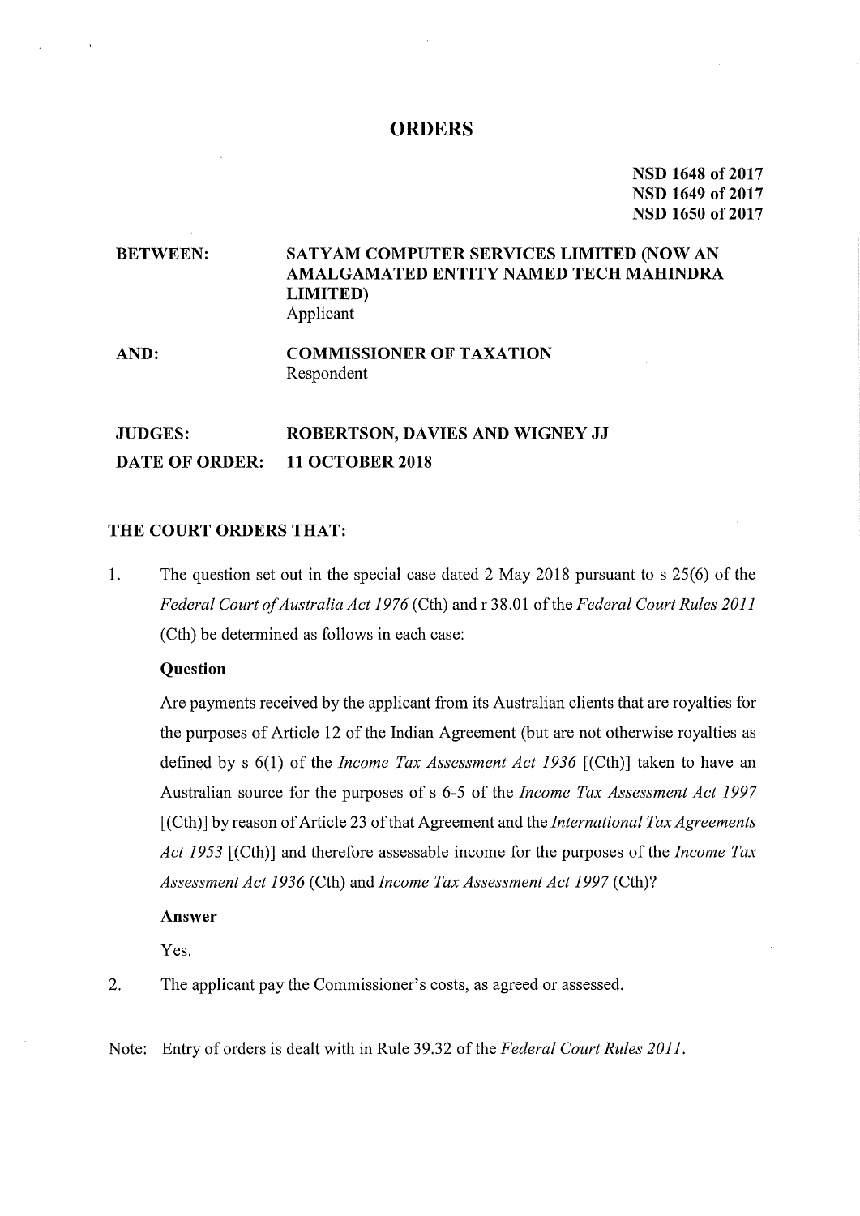# ORDERS

**NSD 1648 of 2017**
**NSD 1649 of 2017**
**NSD 1650 of 2017**

| | |
|---|---|
| **BETWEEN:** | **SATYAM COMPUTER SERVICES LIMITED (NOW AN AMALGAMATED ENTITY NAMED TECH MAHINDRA LIMITED)**<br>Applicant |
| **AND:** | **COMMISSIONER OF TAXATION**<br>Respondent |

| | |
|---|---|
| **JUDGES:** | **ROBERTSON, DAVIES AND WIGNEY JJ** |
| **DATE OF ORDER:** | **11 OCTOBER 2018** |

## THE COURT ORDERS THAT:

1. The question set out in the special case dated 2 May 2018 pursuant to s 25(6) of the *Federal Court of Australia Act 1976* (Cth) and r 38.01 of the *Federal Court Rules 2011* (Cth) be determined as follows in each case:

   **Question**

   Are payments received by the applicant from its Australian clients that are royalties for the purposes of Article 12 of the Indian Agreement (but are not otherwise royalties as defined by s 6(1) of the *Income Tax Assessment Act 1936* [(Cth)] taken to have an Australian source for the purposes of s 6-5 of the *Income Tax Assessment Act 1997* [(Cth)] by reason of Article 23 of that Agreement and the *International Tax Agreements Act 1953* [(Cth)] and therefore assessable income for the purposes of the *Income Tax Assessment Act 1936* (Cth) and *Income Tax Assessment Act 1997* (Cth)?

   **Answer**

   Yes.

2. The applicant pay the Commissioner's costs, as agreed or assessed.

Note: Entry of orders is dealt with in Rule 39.32 of the *Federal Court Rules 2011*.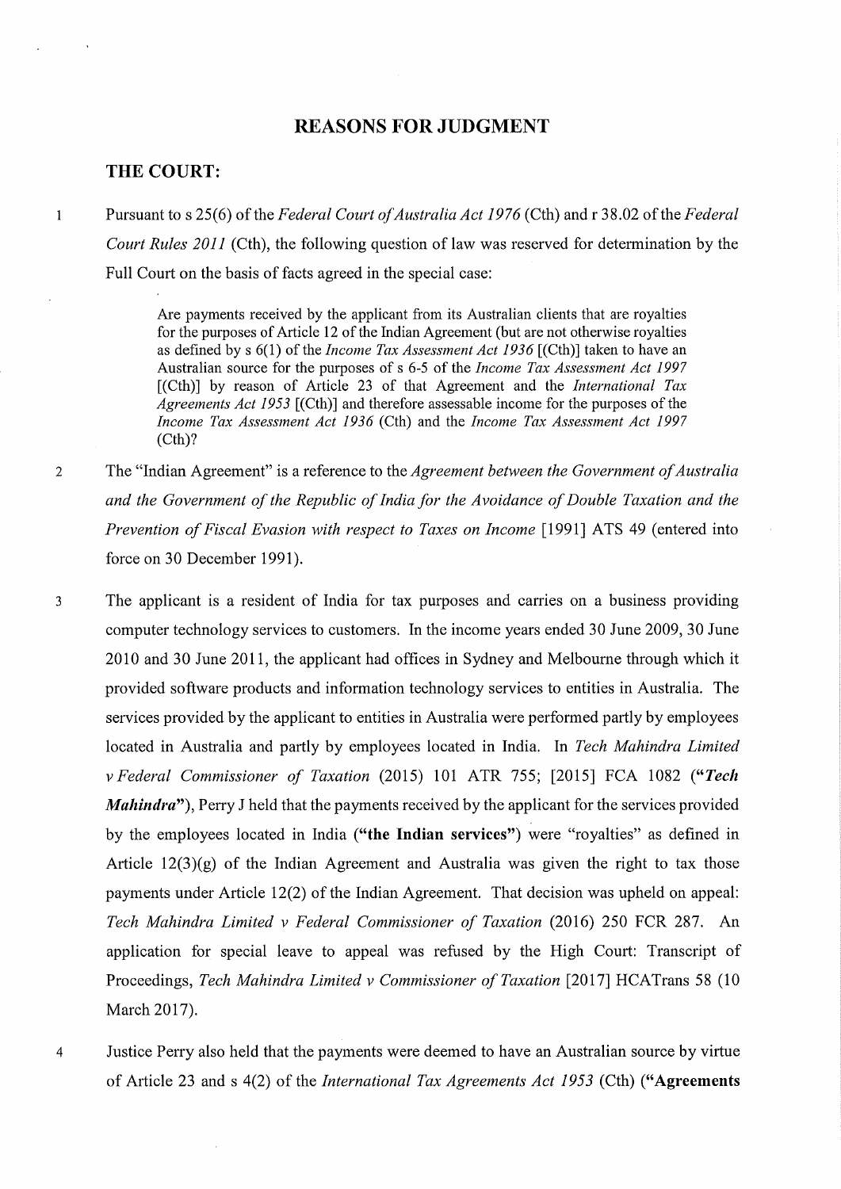## REASONS FOR JUDGMENT

### THE COURT:

1 Pursuant to s 25(6) of the *Federal Court of Australia Act 1976* (Cth) and r 38.02 of the *Federal Court Rules 2011* (Cth), the following question of law was reserved for determination by the Full Court on the basis of facts agreed in the special case:

> Are payments received by the applicant from its Australian clients that are royalties for the purposes of Article 12 of the Indian Agreement (but are not otherwise royalties as defined by s 6(1) of the *Income Tax Assessment Act 1936* [(Cth)] taken to have an Australian source for the purposes of s 6-5 of the *Income Tax Assessment Act 1997* [(Cth)] by reason of Article 23 of that Agreement and the *International Tax Agreements Act 1953* [(Cth)] and therefore assessable income for the purposes of the *Income Tax Assessment Act 1936* (Cth) and the *Income Tax Assessment Act 1997* (Cth)?

2 The "Indian Agreement" is a reference to the *Agreement between the Government of Australia and the Government of the Republic of India for the Avoidance of Double Taxation and the Prevention of Fiscal Evasion with respect to Taxes on Income* [1991] ATS 49 (entered into force on 30 December 1991).

3 The applicant is a resident of India for tax purposes and carries on a business providing computer technology services to customers. In the income years ended 30 June 2009, 30 June 2010 and 30 June 2011, the applicant had offices in Sydney and Melbourne through which it provided software products and information technology services to entities in Australia. The services provided by the applicant to entities in Australia were performed partly by employees located in Australia and partly by employees located in India. In *Tech Mahindra Limited v Federal Commissioner of Taxation* (2015) 101 ATR 755; [2015] FCA 1082 (**"*Tech Mahindra*"**), Perry J held that the payments received by the applicant for the services provided by the employees located in India (**"the Indian services"**) were "royalties" as defined in Article 12(3)(g) of the Indian Agreement and Australia was given the right to tax those payments under Article 12(2) of the Indian Agreement. That decision was upheld on appeal: *Tech Mahindra Limited v Federal Commissioner of Taxation* (2016) 250 FCR 287. An application for special leave to appeal was refused by the High Court: Transcript of Proceedings, *Tech Mahindra Limited v Commissioner of Taxation* [2017] HCATrans 58 (10 March 2017).

4 Justice Perry also held that the payments were deemed to have an Australian source by virtue of Article 23 and s 4(2) of the *International Tax Agreements Act 1953* (Cth) (**"Agreements**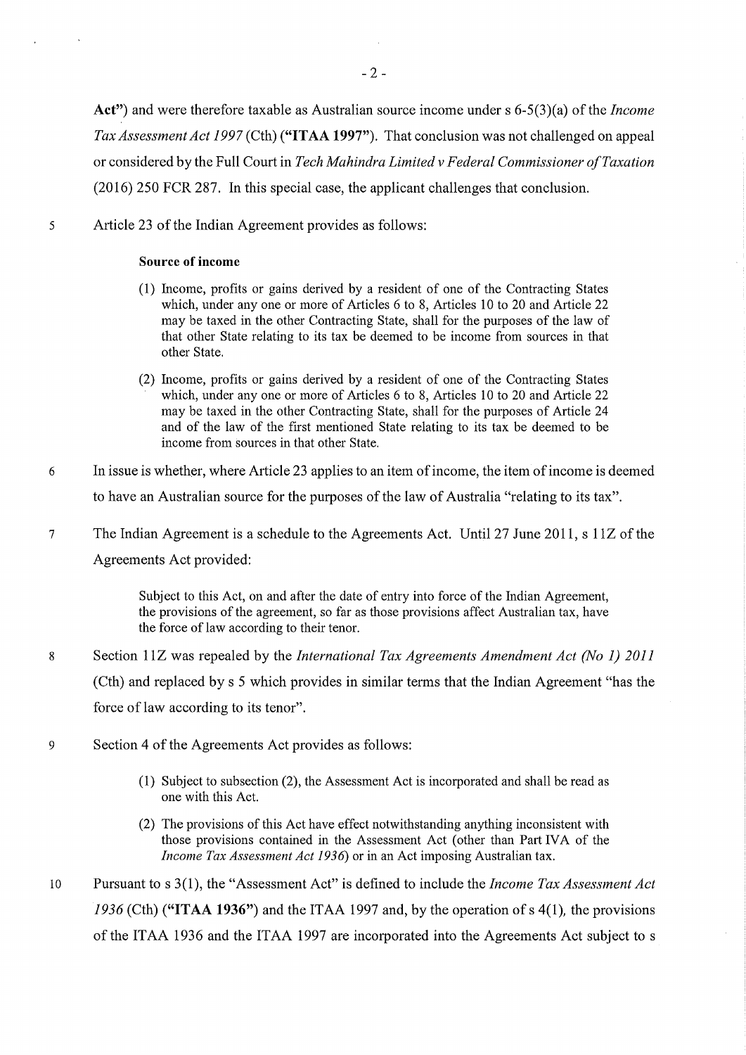**Act"**) and were therefore taxable as Australian source income under s 6-5(3)(a) of the *Income Tax Assessment Act 1997* (Cth) (**"ITAA 1997"**). That conclusion was not challenged on appeal or considered by the Full Court in *Tech Mahindra Limited v Federal Commissioner of Taxation* (2016) 250 FCR 287. In this special case, the applicant challenges that conclusion.

5 Article 23 of the Indian Agreement provides as follows:

> **Source of income**
>
> (1) Income, profits or gains derived by a resident of one of the Contracting States which, under any one or more of Articles 6 to 8, Articles 10 to 20 and Article 22 may be taxed in the other Contracting State, shall for the purposes of the law of that other State relating to its tax be deemed to be income from sources in that other State.
>
> (2) Income, profits or gains derived by a resident of one of the Contracting States which, under any one or more of Articles 6 to 8, Articles 10 to 20 and Article 22 may be taxed in the other Contracting State, shall for the purposes of Article 24 and of the law of the first mentioned State relating to its tax be deemed to be income from sources in that other State.

6 In issue is whether, where Article 23 applies to an item of income, the item of income is deemed to have an Australian source for the purposes of the law of Australia "relating to its tax".

7 The Indian Agreement is a schedule to the Agreements Act. Until 27 June 2011, s 11Z of the Agreements Act provided:

> Subject to this Act, on and after the date of entry into force of the Indian Agreement, the provisions of the agreement, so far as those provisions affect Australian tax, have the force of law according to their tenor.

8 Section 11Z was repealed by the *International Tax Agreements Amendment Act (No 1) 2011* (Cth) and replaced by s 5 which provides in similar terms that the Indian Agreement "has the force of law according to its tenor".

9 Section 4 of the Agreements Act provides as follows:

> (1) Subject to subsection (2), the Assessment Act is incorporated and shall be read as one with this Act.
>
> (2) The provisions of this Act have effect notwithstanding anything inconsistent with those provisions contained in the Assessment Act (other than Part IVA of the *Income Tax Assessment Act 1936*) or in an Act imposing Australian tax.

10 Pursuant to s 3(1), the "Assessment Act" is defined to include the *Income Tax Assessment Act 1936* (Cth) (**"ITAA 1936"**) and the ITAA 1997 and, by the operation of s 4(1), the provisions of the ITAA 1936 and the ITAA 1997 are incorporated into the Agreements Act subject to s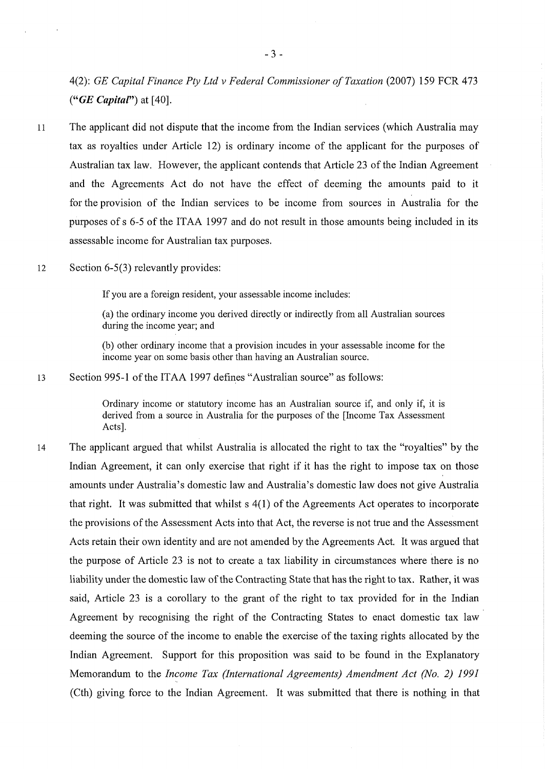4(2): *GE Capital Finance Pty Ltd v Federal Commissioner of Taxation* (2007) 159 FCR 473 (***"GE Capital"***) at [40].

11 The applicant did not dispute that the income from the Indian services (which Australia may tax as royalties under Article 12) is ordinary income of the applicant for the purposes of Australian tax law. However, the applicant contends that Article 23 of the Indian Agreement and the Agreements Act do not have the effect of deeming the amounts paid to it for the provision of the Indian services to be income from sources in Australia for the purposes of s 6-5 of the ITAA 1997 and do not result in those amounts being included in its assessable income for Australian tax purposes.

12 Section 6-5(3) relevantly provides:

> If you are a foreign resident, your assessable income includes:
>
> (a) the ordinary income you derived directly or indirectly from all Australian sources during the income year; and
>
> (b) other ordinary income that a provision incudes in your assessable income for the income year on some basis other than having an Australian source.

13 Section 995-1 of the ITAA 1997 defines "Australian source" as follows:

> Ordinary income or statutory income has an Australian source if, and only if, it is derived from a source in Australia for the purposes of the [Income Tax Assessment Acts].

14 The applicant argued that whilst Australia is allocated the right to tax the "royalties" by the Indian Agreement, it can only exercise that right if it has the right to impose tax on those amounts under Australia's domestic law and Australia's domestic law does not give Australia that right. It was submitted that whilst s 4(1) of the Agreements Act operates to incorporate the provisions of the Assessment Acts into that Act, the reverse is not true and the Assessment Acts retain their own identity and are not amended by the Agreements Act. It was argued that the purpose of Article 23 is not to create a tax liability in circumstances where there is no liability under the domestic law of the Contracting State that has the right to tax. Rather, it was said, Article 23 is a corollary to the grant of the right to tax provided for in the Indian Agreement by recognising the right of the Contracting States to enact domestic tax law deeming the source of the income to enable the exercise of the taxing rights allocated by the Indian Agreement. Support for this proposition was said to be found in the Explanatory Memorandum to the *Income Tax (International Agreements) Amendment Act (No. 2) 1991* (Cth) giving force to the Indian Agreement. It was submitted that there is nothing in that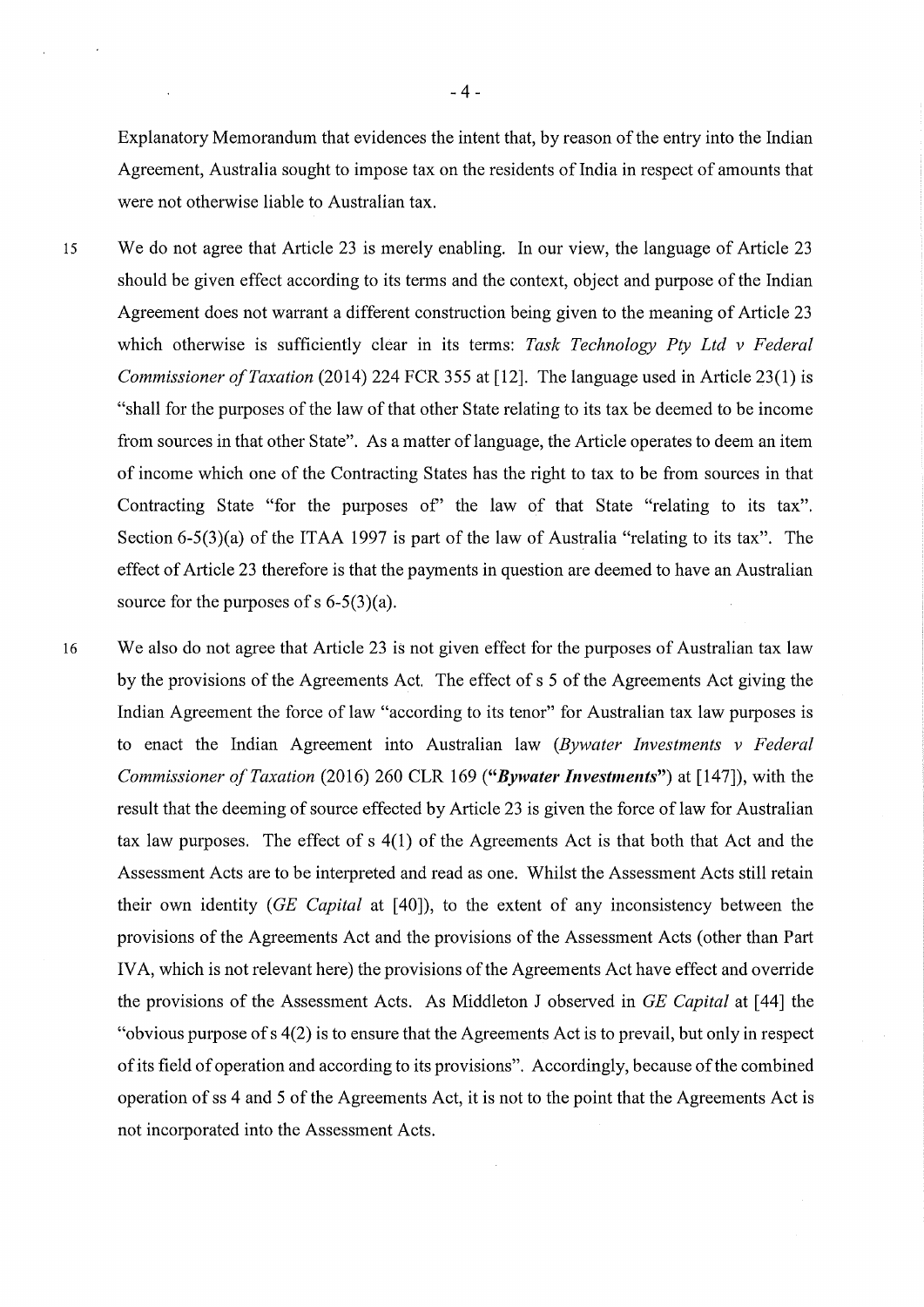Explanatory Memorandum that evidences the intent that, by reason of the entry into the Indian Agreement, Australia sought to impose tax on the residents of India in respect of amounts that were not otherwise liable to Australian tax.

15 We do not agree that Article 23 is merely enabling. In our view, the language of Article 23 should be given effect according to its terms and the context, object and purpose of the Indian Agreement does not warrant a different construction being given to the meaning of Article 23 which otherwise is sufficiently clear in its terms: *Task Technology Pty Ltd v Federal Commissioner of Taxation* (2014) 224 FCR 355 at [12]. The language used in Article 23(1) is "shall for the purposes of the law of that other State relating to its tax be deemed to be income from sources in that other State". As a matter of language, the Article operates to deem an item of income which one of the Contracting States has the right to tax to be from sources in that Contracting State "for the purposes of" the law of that State "relating to its tax". Section 6-5(3)(a) of the ITAA 1997 is part of the law of Australia "relating to its tax". The effect of Article 23 therefore is that the payments in question are deemed to have an Australian source for the purposes of s 6-5(3)(a).

16 We also do not agree that Article 23 is not given effect for the purposes of Australian tax law by the provisions of the Agreements Act. The effect of s 5 of the Agreements Act giving the Indian Agreement the force of law "according to its tenor" for Australian tax law purposes is to enact the Indian Agreement into Australian law (*Bywater Investments v Federal Commissioner of Taxation* (2016) 260 CLR 169 (***"Bywater Investments"***) at [147]), with the result that the deeming of source effected by Article 23 is given the force of law for Australian tax law purposes. The effect of s 4(1) of the Agreements Act is that both that Act and the Assessment Acts are to be interpreted and read as one. Whilst the Assessment Acts still retain their own identity (*GE Capital* at [40]), to the extent of any inconsistency between the provisions of the Agreements Act and the provisions of the Assessment Acts (other than Part IVA, which is not relevant here) the provisions of the Agreements Act have effect and override the provisions of the Assessment Acts. As Middleton J observed in *GE Capital* at [44] the "obvious purpose of s 4(2) is to ensure that the Agreements Act is to prevail, but only in respect of its field of operation and according to its provisions". Accordingly, because of the combined operation of ss 4 and 5 of the Agreements Act, it is not to the point that the Agreements Act is not incorporated into the Assessment Acts.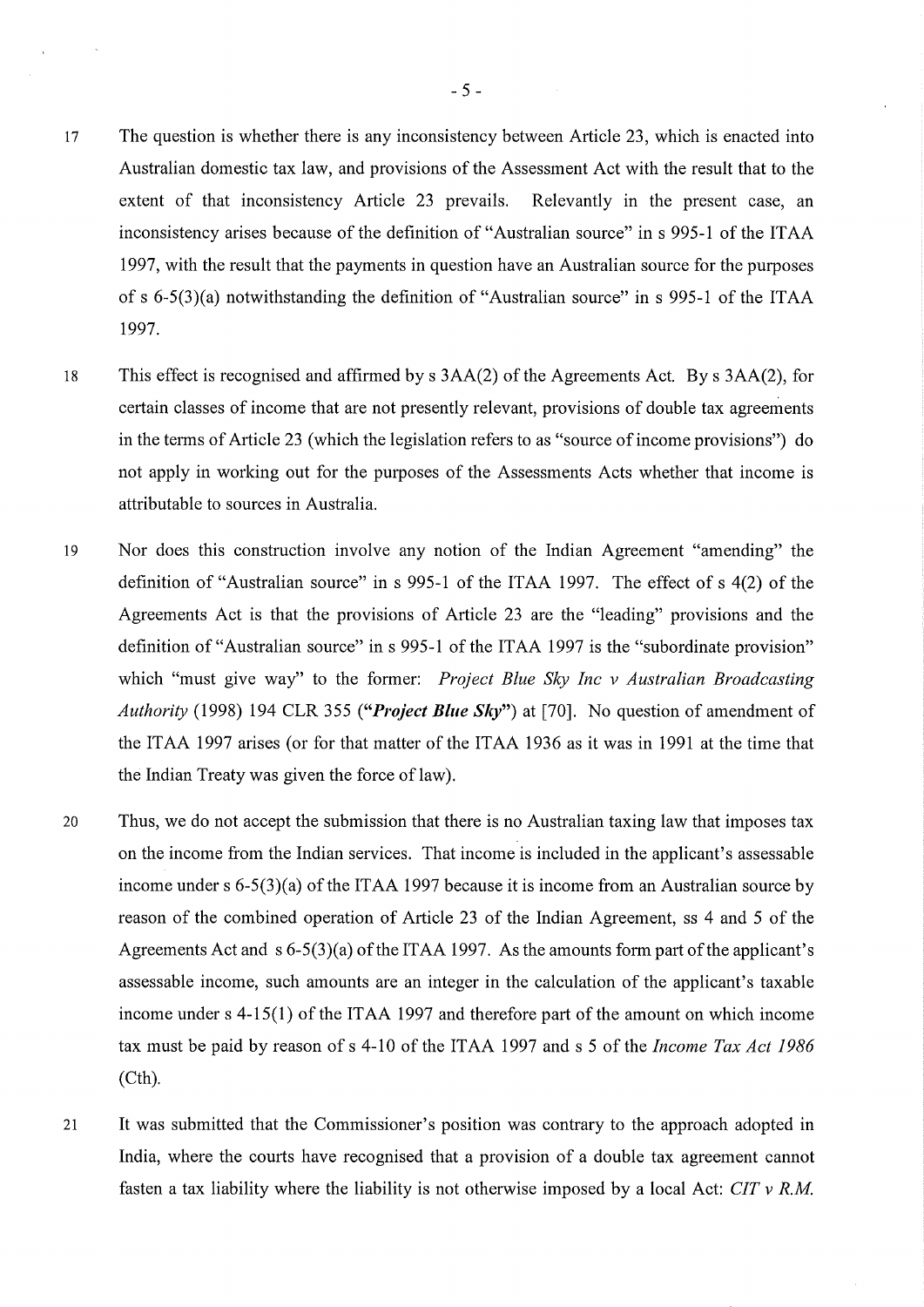17 The question is whether there is any inconsistency between Article 23, which is enacted into Australian domestic tax law, and provisions of the Assessment Act with the result that to the extent of that inconsistency Article 23 prevails. Relevantly in the present case, an inconsistency arises because of the definition of "Australian source" in s 995-1 of the ITAA 1997, with the result that the payments in question have an Australian source for the purposes of s 6-5(3)(a) notwithstanding the definition of "Australian source" in s 995-1 of the ITAA 1997.

18 This effect is recognised and affirmed by s 3AA(2) of the Agreements Act. By s 3AA(2), for certain classes of income that are not presently relevant, provisions of double tax agreements in the terms of Article 23 (which the legislation refers to as "source of income provisions") do not apply in working out for the purposes of the Assessments Acts whether that income is attributable to sources in Australia.

19 Nor does this construction involve any notion of the Indian Agreement "amending" the definition of "Australian source" in s 995-1 of the ITAA 1997. The effect of s 4(2) of the Agreements Act is that the provisions of Article 23 are the "leading" provisions and the definition of "Australian source" in s 995-1 of the ITAA 1997 is the "subordinate provision" which "must give way" to the former: *Project Blue Sky Inc v Australian Broadcasting Authority* (1998) 194 CLR 355 (***"Project Blue Sky"***) at [70]. No question of amendment of the ITAA 1997 arises (or for that matter of the ITAA 1936 as it was in 1991 at the time that the Indian Treaty was given the force of law).

20 Thus, we do not accept the submission that there is no Australian taxing law that imposes tax on the income from the Indian services. That income is included in the applicant's assessable income under s 6-5(3)(a) of the ITAA 1997 because it is income from an Australian source by reason of the combined operation of Article 23 of the Indian Agreement, ss 4 and 5 of the Agreements Act and s 6-5(3)(a) of the ITAA 1997. As the amounts form part of the applicant's assessable income, such amounts are an integer in the calculation of the applicant's taxable income under s 4-15(1) of the ITAA 1997 and therefore part of the amount on which income tax must be paid by reason of s 4-10 of the ITAA 1997 and s 5 of the *Income Tax Act 1986* (Cth).

21 It was submitted that the Commissioner's position was contrary to the approach adopted in India, where the courts have recognised that a provision of a double tax agreement cannot fasten a tax liability where the liability is not otherwise imposed by a local Act: *CIT v R.M.*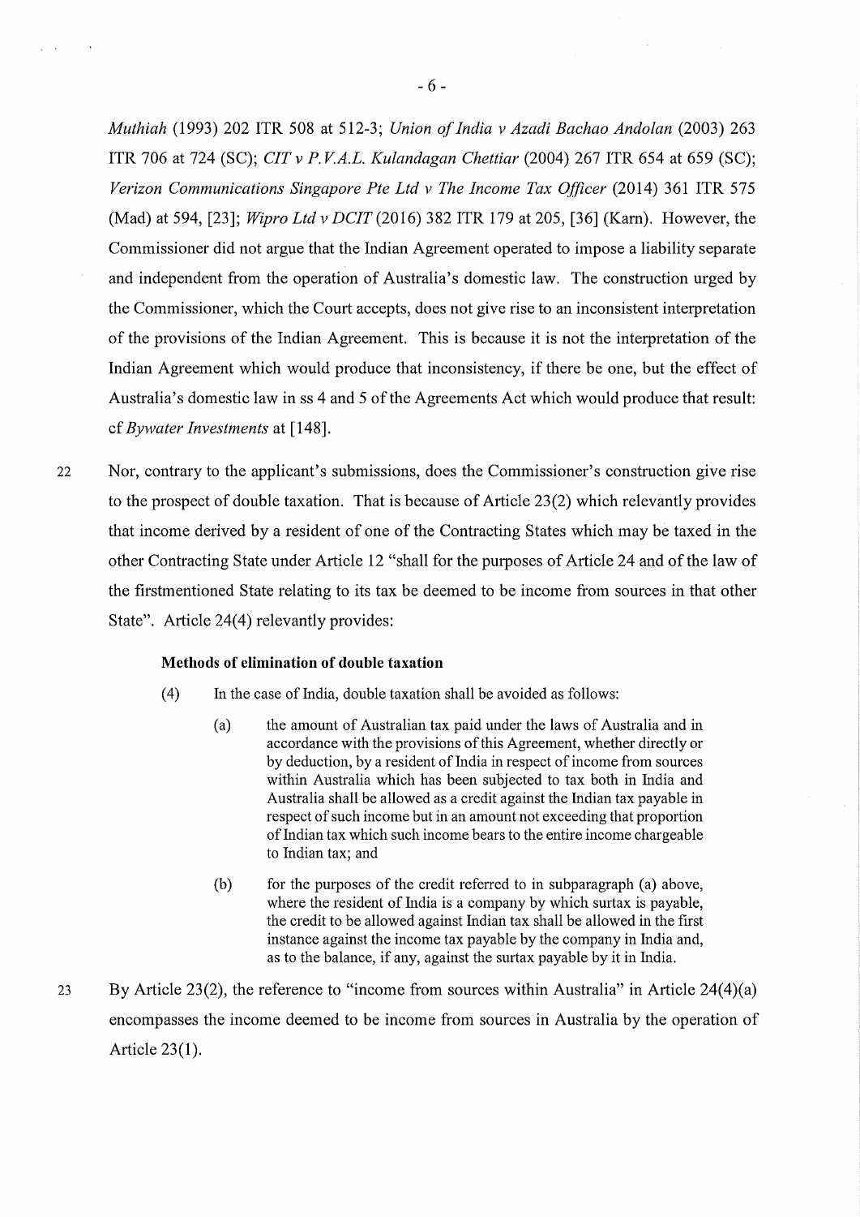*Muthiah* (1993) 202 ITR 508 at 512-3; *Union of India v Azadi Bachao Andolan* (2003) 263 ITR 706 at 724 (SC); *CIT v P.V.A.L. Kulandagan Chettiar* (2004) 267 ITR 654 at 659 (SC); *Verizon Communications Singapore Pte Ltd v The Income Tax Officer* (2014) 361 ITR 575 (Mad) at 594, [23]; *Wipro Ltd v DCIT* (2016) 382 ITR 179 at 205, [36] (Karn). However, the Commissioner did not argue that the Indian Agreement operated to impose a liability separate and independent from the operation of Australia's domestic law. The construction urged by the Commissioner, which the Court accepts, does not give rise to an inconsistent interpretation of the provisions of the Indian Agreement. This is because it is not the interpretation of the Indian Agreement which would produce that inconsistency, if there be one, but the effect of Australia's domestic law in ss 4 and 5 of the Agreements Act which would produce that result: cf *Bywater Investments* at [148].

22 Nor, contrary to the applicant's submissions, does the Commissioner's construction give rise to the prospect of double taxation. That is because of Article 23(2) which relevantly provides that income derived by a resident of one of the Contracting States which may be taxed in the other Contracting State under Article 12 "shall for the purposes of Article 24 and of the law of the firstmentioned State relating to its tax be deemed to be income from sources in that other State". Article 24(4) relevantly provides:

> **Methods of elimination of double taxation**
>
> (4) In the case of India, double taxation shall be avoided as follows:
>
> (a) the amount of Australian tax paid under the laws of Australia and in accordance with the provisions of this Agreement, whether directly or by deduction, by a resident of India in respect of income from sources within Australia which has been subjected to tax both in India and Australia shall be allowed as a credit against the Indian tax payable in respect of such income but in an amount not exceeding that proportion of Indian tax which such income bears to the entire income chargeable to Indian tax; and
>
> (b) for the purposes of the credit referred to in subparagraph (a) above, where the resident of India is a company by which surtax is payable, the credit to be allowed against Indian tax shall be allowed in the first instance against the income tax payable by the company in India and, as to the balance, if any, against the surtax payable by it in India.

23 By Article 23(2), the reference to "income from sources within Australia" in Article 24(4)(a) encompasses the income deemed to be income from sources in Australia by the operation of Article 23(1).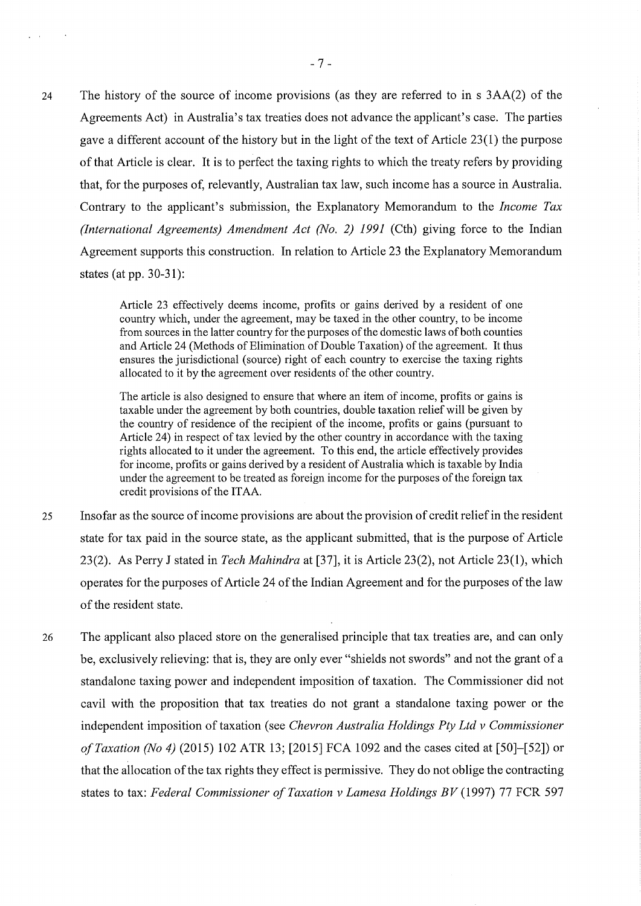24 The history of the source of income provisions (as they are referred to in s 3AA(2) of the Agreements Act) in Australia's tax treaties does not advance the applicant's case. The parties gave a different account of the history but in the light of the text of Article 23(1) the purpose of that Article is clear. It is to perfect the taxing rights to which the treaty refers by providing that, for the purposes of, relevantly, Australian tax law, such income has a source in Australia. Contrary to the applicant's submission, the Explanatory Memorandum to the *Income Tax (International Agreements) Amendment Act (No. 2) 1991* (Cth) giving force to the Indian Agreement supports this construction. In relation to Article 23 the Explanatory Memorandum states (at pp. 30-31):

> Article 23 effectively deems income, profits or gains derived by a resident of one country which, under the agreement, may be taxed in the other country, to be income from sources in the latter country for the purposes of the domestic laws of both counties and Article 24 (Methods of Elimination of Double Taxation) of the agreement. It thus ensures the jurisdictional (source) right of each country to exercise the taxing rights allocated to it by the agreement over residents of the other country.
>
> The article is also designed to ensure that where an item of income, profits or gains is taxable under the agreement by both countries, double taxation relief will be given by the country of residence of the recipient of the income, profits or gains (pursuant to Article 24) in respect of tax levied by the other country in accordance with the taxing rights allocated to it under the agreement. To this end, the article effectively provides for income, profits or gains derived by a resident of Australia which is taxable by India under the agreement to be treated as foreign income for the purposes of the foreign tax credit provisions of the ITAA.

25 Insofar as the source of income provisions are about the provision of credit relief in the resident state for tax paid in the source state, as the applicant submitted, that is the purpose of Article 23(2). As Perry J stated in *Tech Mahindra* at [37], it is Article 23(2), not Article 23(1), which operates for the purposes of Article 24 of the Indian Agreement and for the purposes of the law of the resident state.

26 The applicant also placed store on the generalised principle that tax treaties are, and can only be, exclusively relieving: that is, they are only ever "shields not swords" and not the grant of a standalone taxing power and independent imposition of taxation. The Commissioner did not cavil with the proposition that tax treaties do not grant a standalone taxing power or the independent imposition of taxation (see *Chevron Australia Holdings Pty Ltd v Commissioner of Taxation (No 4)* (2015) 102 ATR 13; [2015] FCA 1092 and the cases cited at [50]–[52]) or that the allocation of the tax rights they effect is permissive. They do not oblige the contracting states to tax: *Federal Commissioner of Taxation v Lamesa Holdings BV* (1997) 77 FCR 597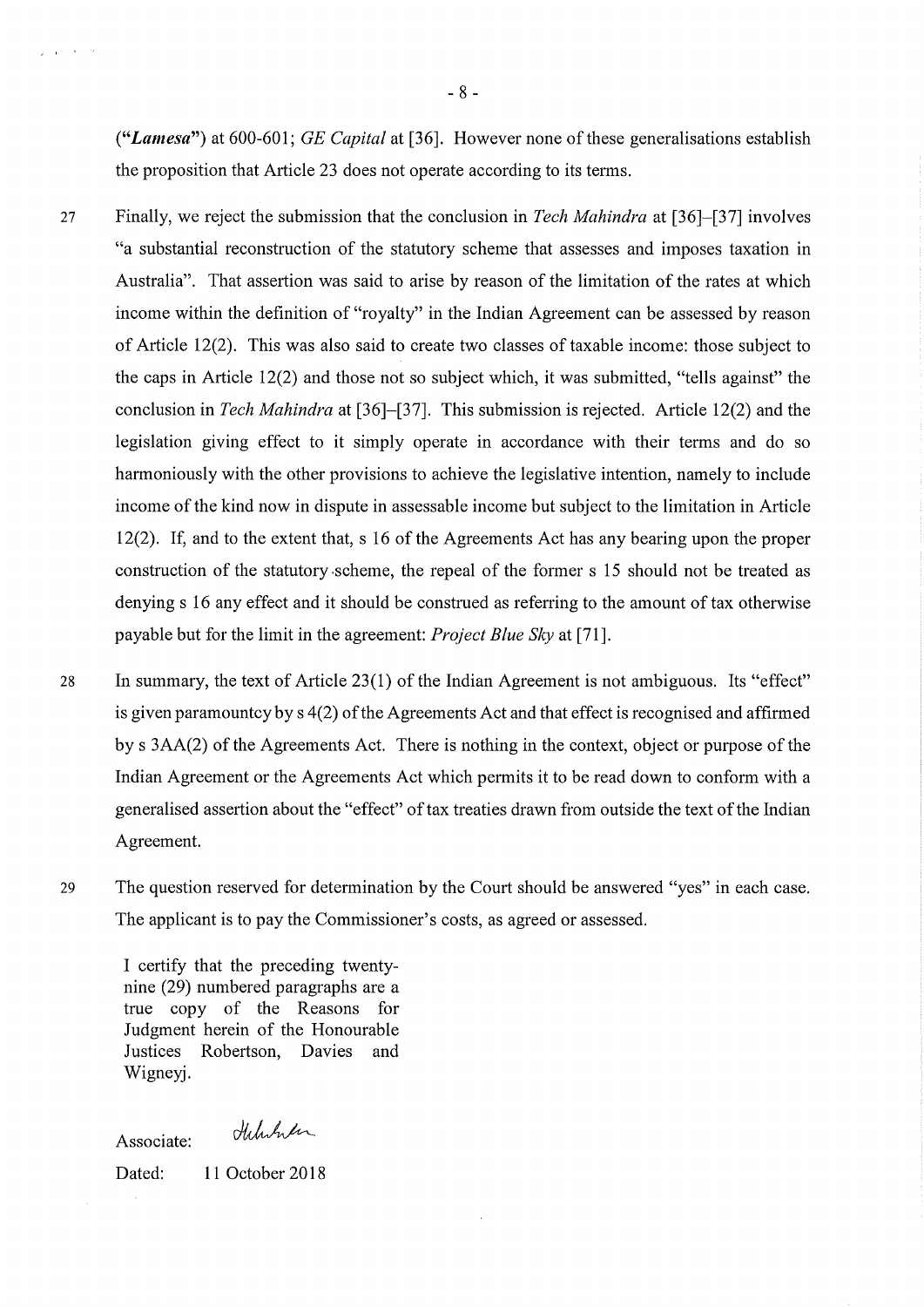(**"*Lamesa*"**) at 600-601; *GE Capital* at [36]. However none of these generalisations establish the proposition that Article 23 does not operate according to its terms.

27 Finally, we reject the submission that the conclusion in *Tech Mahindra* at [36]–[37] involves "a substantial reconstruction of the statutory scheme that assesses and imposes taxation in Australia". That assertion was said to arise by reason of the limitation of the rates at which income within the definition of "royalty" in the Indian Agreement can be assessed by reason of Article 12(2). This was also said to create two classes of taxable income: those subject to the caps in Article 12(2) and those not so subject which, it was submitted, "tells against" the conclusion in *Tech Mahindra* at [36]–[37]. This submission is rejected. Article 12(2) and the legislation giving effect to it simply operate in accordance with their terms and do so harmoniously with the other provisions to achieve the legislative intention, namely to include income of the kind now in dispute in assessable income but subject to the limitation in Article 12(2). If, and to the extent that, s 16 of the Agreements Act has any bearing upon the proper construction of the statutory scheme, the repeal of the former s 15 should not be treated as denying s 16 any effect and it should be construed as referring to the amount of tax otherwise payable but for the limit in the agreement: *Project Blue Sky* at [71].

28 In summary, the text of Article 23(1) of the Indian Agreement is not ambiguous. Its "effect" is given paramountcy by s 4(2) of the Agreements Act and that effect is recognised and affirmed by s 3AA(2) of the Agreements Act. There is nothing in the context, object or purpose of the Indian Agreement or the Agreements Act which permits it to be read down to conform with a generalised assertion about the "effect" of tax treaties drawn from outside the text of the Indian Agreement.

29 The question reserved for determination by the Court should be answered "yes" in each case. The applicant is to pay the Commissioner's costs, as agreed or assessed.

I certify that the preceding twenty-nine (29) numbered paragraphs are a true copy of the Reasons for Judgment herein of the Honourable Justices Robertson, Davies and Wigneyj.

Associate:

Dated: 11 October 2018